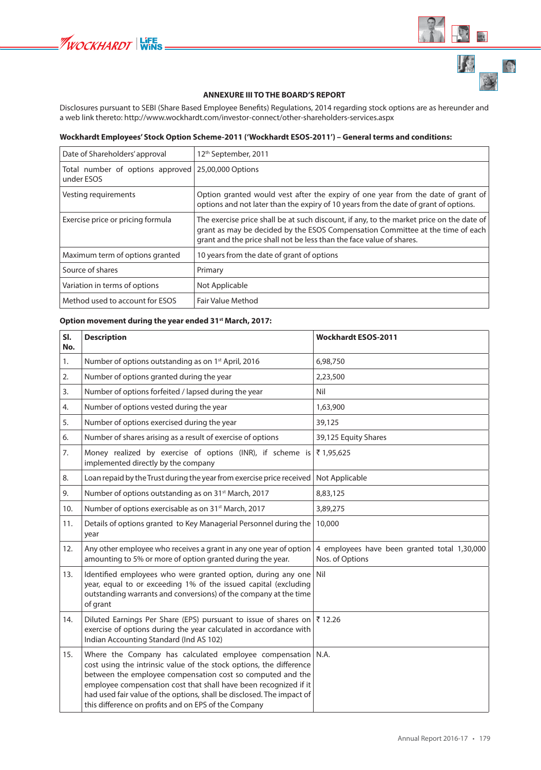## ANNEXURE III TO THE BOARD'S REPORT

Disclosures pursuant to SEBI (Share Based Employee Benefits) Regulations, 2014 regarding stock options are as hereunder and a web link thereto: http://www.wockhardt.com/investor-connect/other-shareholders-services.aspx

**Wockhardt Employees' Stock Option Scheme-2011 ('Wockhardt ESOS-2011') – General terms and conditions:**

| | |
|---|---|
| Date of Shareholders' approval | 12th September, 2011 |
| Total number of options approved under ESOS | 25,00,000 Options |
| Vesting requirements | Option granted would vest after the expiry of one year from the date of grant of options and not later than the expiry of 10 years from the date of grant of options. |
| Exercise price or pricing formula | The exercise price shall be at such discount, if any, to the market price on the date of grant as may be decided by the ESOS Compensation Committee at the time of each grant and the price shall not be less than the face value of shares. |
| Maximum term of options granted | 10 years from the date of grant of options |
| Source of shares | Primary |
| Variation in terms of options | Not Applicable |
| Method used to account for ESOS | Fair Value Method |

**Option movement during the year ended 31st March, 2017:**

| Sl. No. | Description | Wockhardt ESOS-2011 |
|---|---|---|
| 1. | Number of options outstanding as on 1st April, 2016 | 6,98,750 |
| 2. | Number of options granted during the year | 2,23,500 |
| 3. | Number of options forfeited / lapsed during the year | Nil |
| 4. | Number of options vested during the year | 1,63,900 |
| 5. | Number of options exercised during the year | 39,125 |
| 6. | Number of shares arising as a result of exercise of options | 39,125 Equity Shares |
| 7. | Money realized by exercise of options (INR), if scheme is implemented directly by the company | ₹ 1,95,625 |
| 8. | Loan repaid by the Trust during the year from exercise price received | Not Applicable |
| 9. | Number of options outstanding as on 31st March, 2017 | 8,83,125 |
| 10. | Number of options exercisable as on 31st March, 2017 | 3,89,275 |
| 11. | Details of options granted to Key Managerial Personnel during the year | 10,000 |
| 12. | Any other employee who receives a grant in any one year of option amounting to 5% or more of option granted during the year. | 4 employees have been granted total 1,30,000 Nos. of Options |
| 13. | Identified employees who were granted option, during any one year, equal to or exceeding 1% of the issued capital (excluding outstanding warrants and conversions) of the company at the time of grant | Nil |
| 14. | Diluted Earnings Per Share (EPS) pursuant to issue of shares on exercise of options during the year calculated in accordance with Indian Accounting Standard (Ind AS 102) | ₹ 12.26 |
| 15. | Where the Company has calculated employee compensation cost using the intrinsic value of the stock options, the difference between the employee compensation cost so computed and the employee compensation cost that shall have been recognized if it had used fair value of the options, shall be disclosed. The impact of this difference on profits and on EPS of the Company | N.A. |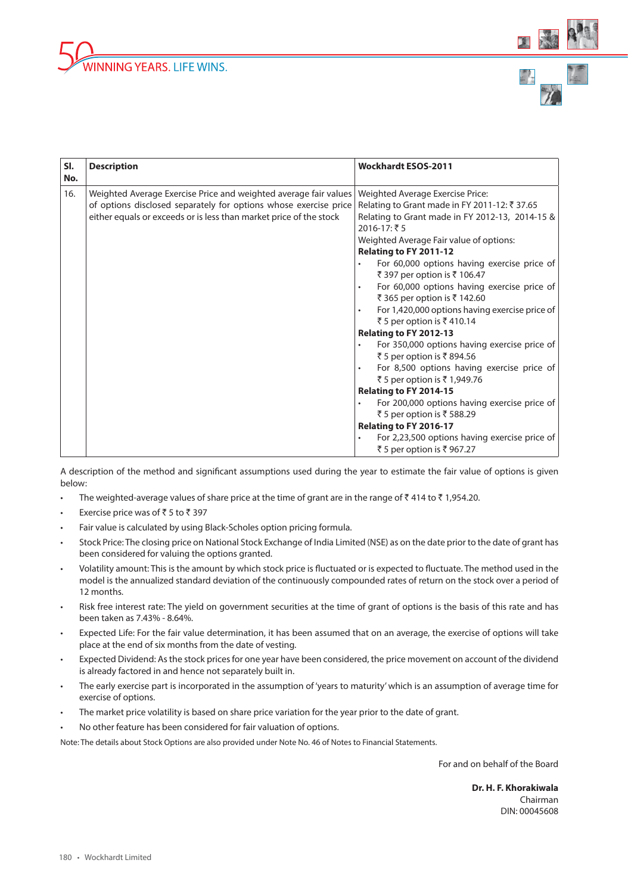| Sl. No. | Description | Wockhardt ESOS-2011 |
|---|---|---|
| 16. | Weighted Average Exercise Price and weighted average fair values of options disclosed separately for options whose exercise price either equals or exceeds or is less than market price of the stock | Weighted Average Exercise Price:<br>Relating to Grant made in FY 2011-12: ₹ 37.65<br>Relating to Grant made in FY 2012-13, 2014-15 & 2016-17: ₹ 5<br>Weighted Average Fair value of options:<br>**Relating to FY 2011-12**<br>• For 60,000 options having exercise price of ₹ 397 per option is ₹ 106.47<br>• For 60,000 options having exercise price of ₹ 365 per option is ₹ 142.60<br>• For 1,420,000 options having exercise price of ₹ 5 per option is ₹ 410.14<br>**Relating to FY 2012-13**<br>• For 350,000 options having exercise price of ₹ 5 per option is ₹ 894.56<br>• For 8,500 options having exercise price of ₹ 5 per option is ₹ 1,949.76<br>**Relating to FY 2014-15**<br>• For 200,000 options having exercise price of ₹ 5 per option is ₹ 588.29<br>**Relating to FY 2016-17**<br>• For 2,23,500 options having exercise price of ₹ 5 per option is ₹ 967.27 |

A description of the method and significant assumptions used during the year to estimate the fair value of options is given below:

- The weighted-average values of share price at the time of grant are in the range of ₹ 414 to ₹ 1,954.20.
- Exercise price was of ₹ 5 to ₹ 397
- Fair value is calculated by using Black-Scholes option pricing formula.
- Stock Price: The closing price on National Stock Exchange of India Limited (NSE) as on the date prior to the date of grant has been considered for valuing the options granted.
- Volatility amount: This is the amount by which stock price is fluctuated or is expected to fluctuate. The method used in the model is the annualized standard deviation of the continuously compounded rates of return on the stock over a period of 12 months.
- Risk free interest rate: The yield on government securities at the time of grant of options is the basis of this rate and has been taken as 7.43% - 8.64%.
- Expected Life: For the fair value determination, it has been assumed that on an average, the exercise of options will take place at the end of six months from the date of vesting.
- Expected Dividend: As the stock prices for one year have been considered, the price movement on account of the dividend is already factored in and hence not separately built in.
- The early exercise part is incorporated in the assumption of 'years to maturity' which is an assumption of average time for exercise of options.
- The market price volatility is based on share price variation for the year prior to the date of grant.
- No other feature has been considered for fair valuation of options.

Note: The details about Stock Options are also provided under Note No. 46 of Notes to Financial Statements.

For and on behalf of the Board

**Dr. H. F. Khorakiwala**
Chairman
DIN: 00045608